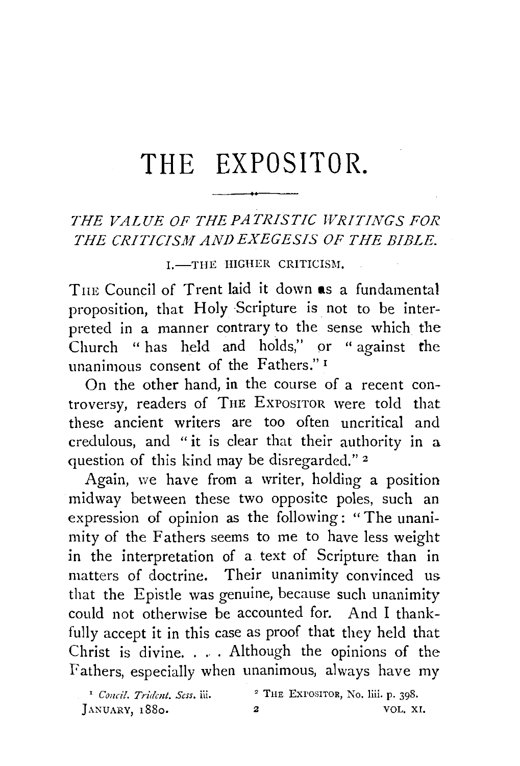# THE EXPOSITOR.

## *THE VALUE OF THE PATRISTIC WRITINGS FOR THE CRITICISM AND EXEGESIS OF THE BIBLE.*

### I.—THE HIGHER CRITICISM.

THE Council of Trent laid it down as a fundamental proposition, that Holy Scripture is not to be interpreted in a manner contrary to the sense which the Church "has held and holds," or "against the unanimous consent of the Fathers."[1]

On the other hand, in the course of a recent controversy, readers of THE EXPOSITOR were told that these ancient writers are too often uncritical and credulous, and "it is clear that their authority in a question of this kind may be disregarded."[2]

Again, we have from a writer, holding a position midway between these two opposite poles, such an expression of opinion as the following: "The unanimity of the Fathers seems to me to have less weight in the interpretation of a text of Scripture than in matters of doctrine. Their unanimity convinced us that the Epistle was genuine, because such unanimity could not otherwise be accounted for. And I thankfully accept it in this case as proof that they held that Christ is divine. . . . Although the opinions of the Fathers, especially when unanimous, always have my

[1] *Concil. Trident. Sess.* iii.

[2] THE EXPOSITOR, No. liii. p. 398.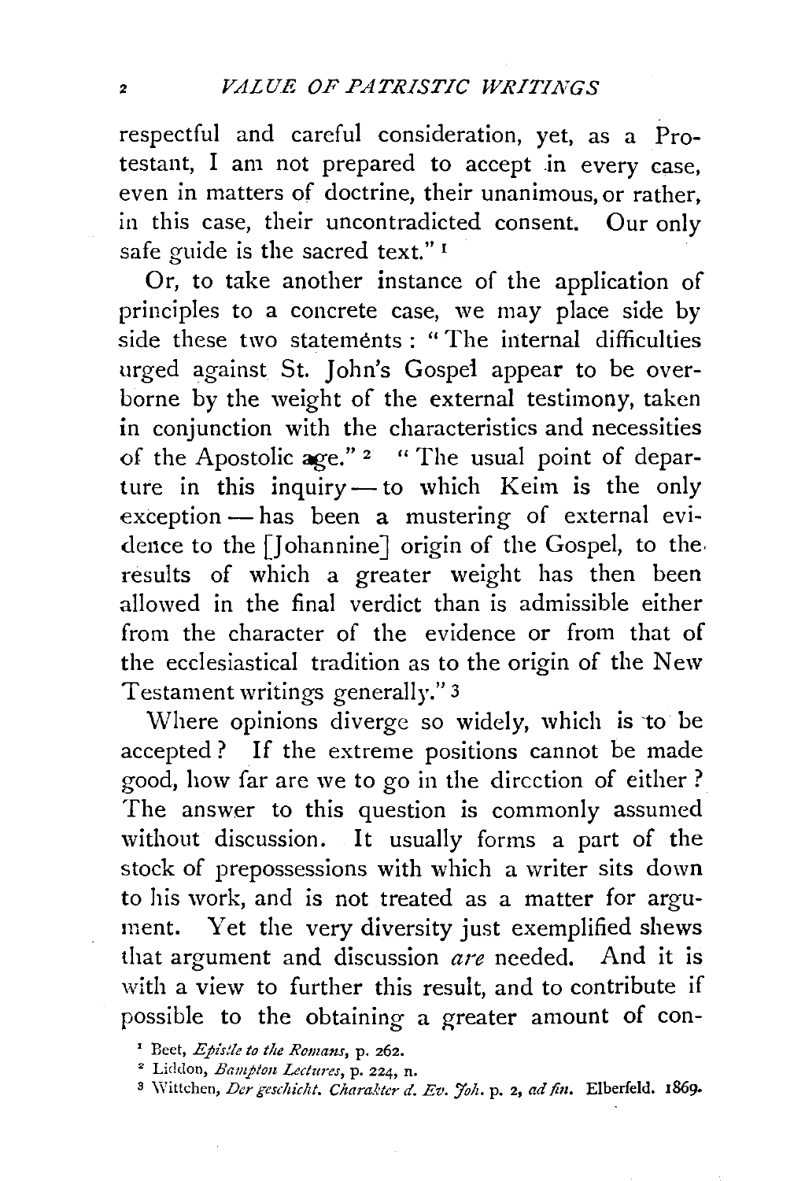respectful and careful consideration, yet, as a Protestant, I am not prepared to accept in every case, even in matters of doctrine, their unanimous, or rather, in this case, their uncontradicted consent. Our only safe guide is the sacred text." [1]

Or, to take another instance of the application of principles to a concrete case, we may place side by side these two statements: "The internal difficulties urged against St. John's Gospel appear to be overborne by the weight of the external testimony, taken in conjunction with the characteristics and necessities of the Apostolic age." [2] "The usual point of departure in this inquiry — to which Keim is the only exception — has been a mustering of external evidence to the [Johannine] origin of the Gospel, to the results of which a greater weight has then been allowed in the final verdict than is admissible either from the character of the evidence or from that of the ecclesiastical tradition as to the origin of the New Testament writings generally." [3]

Where opinions diverge so widely, which is to be accepted? If the extreme positions cannot be made good, how far are we to go in the direction of either? The answer to this question is commonly assumed without discussion. It usually forms a part of the stock of prepossessions with which a writer sits down to his work, and is not treated as a matter for argument. Yet the very diversity just exemplified shews that argument and discussion *are* needed. And it is with a view to further this result, and to contribute if possible to the obtaining a greater amount of con-

[1] Beet, *Epistle to the Romans*, p. 262.

[2] Liddon, *Bampton Lectures*, p. 224, n.

[3] Wittchen, *Der geschicht. Charakter d. Ev. Joh.* p. 2, *ad fin.* Elberfeld. 1869.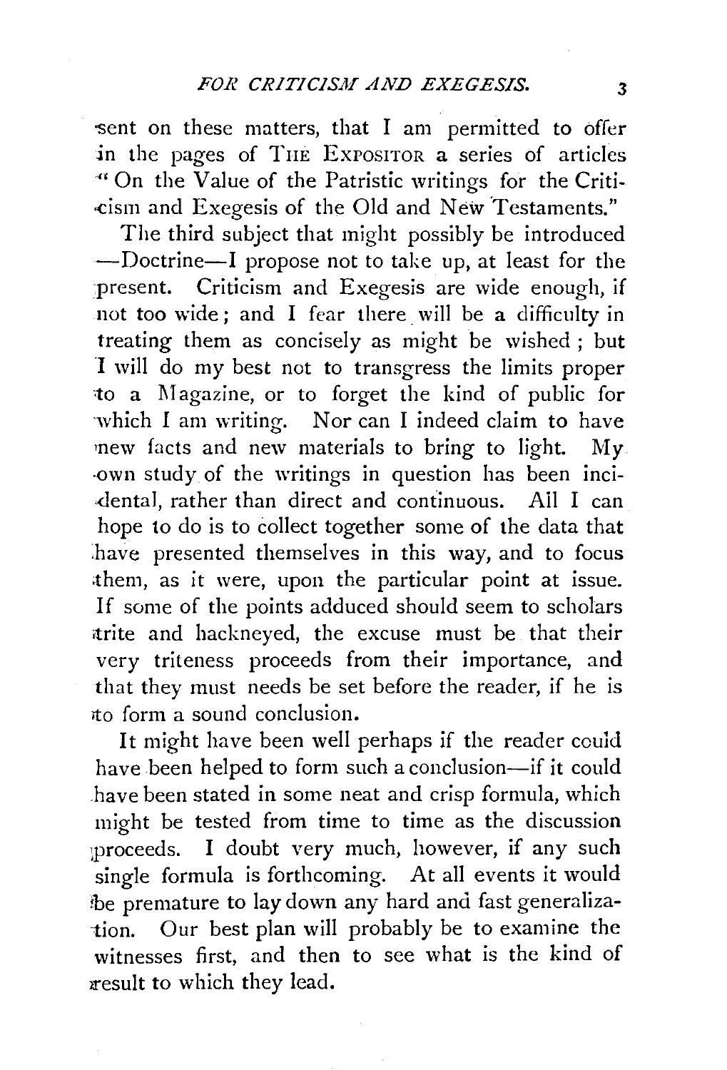sent on these matters, that I am permitted to offer in the pages of THE EXPOSITOR a series of articles "On the Value of the Patristic writings for the Criticism and Exegesis of the Old and New Testaments."

The third subject that might possibly be introduced —Doctrine—I propose not to take up, at least for the present. Criticism and Exegesis are wide enough, if not too wide; and I fear there will be a difficulty in treating them as concisely as might be wished; but I will do my best not to transgress the limits proper to a Magazine, or to forget the kind of public for which I am writing. Nor can I indeed claim to have new facts and new materials to bring to light. My own study of the writings in question has been incidental, rather than direct and continuous. All I can hope to do is to collect together some of the data that have presented themselves in this way, and to focus them, as it were, upon the particular point at issue. If some of the points adduced should seem to scholars trite and hackneyed, the excuse must be that their very triteness proceeds from their importance, and that they must needs be set before the reader, if he is to form a sound conclusion.

It might have been well perhaps if the reader could have been helped to form such a conclusion—if it could have been stated in some neat and crisp formula, which might be tested from time to time as the discussion proceeds. I doubt very much, however, if any such single formula is forthcoming. At all events it would be premature to lay down any hard and fast generalization. Our best plan will probably be to examine the witnesses first, and then to see what is the kind of result to which they lead.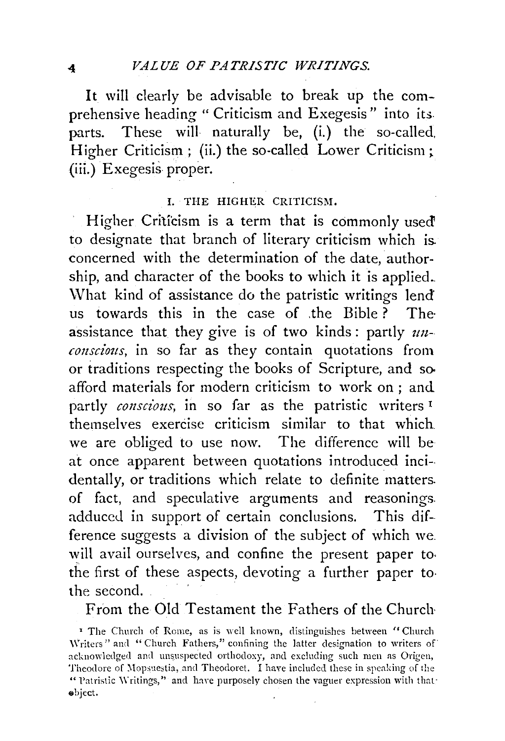It will clearly be advisable to break up the comprehensive heading "Criticism and Exegesis" into its parts. These will naturally be, (i.) the so-called Higher Criticism; (ii.) the so-called Lower Criticism; (iii.) Exegesis proper.

## I. THE HIGHER CRITICISM.

Higher Criticism is a term that is commonly used to designate that branch of literary criticism which is concerned with the determination of the date, authorship, and character of the books to which it is applied. What kind of assistance do the patristic writings lend us towards this in the case of the Bible? The assistance that they give is of two kinds: partly *unconscious*, in so far as they contain quotations from or traditions respecting the books of Scripture, and so afford materials for modern criticism to work on; and partly *conscious*, in so far as the patristic writers[1] themselves exercise criticism similar to that which we are obliged to use now. The difference will be at once apparent between quotations introduced incidentally, or traditions which relate to definite matters of fact, and speculative arguments and reasonings adduced in support of certain conclusions. This difference suggests a division of the subject of which we will avail ourselves, and confine the present paper to the first of these aspects, devoting a further paper to the second.

From the Old Testament the Fathers of the Church

[1] The Church of Rome, as is well known, distinguishes between "Church Writers" and "Church Fathers," confining the latter designation to writers of acknowledged and unsuspected orthodoxy, and excluding such men as Origen, Theodore of Mopsuestia, and Theodoret. I have included these in speaking of the "Patristic Writings," and have purposely chosen the vaguer expression with that object.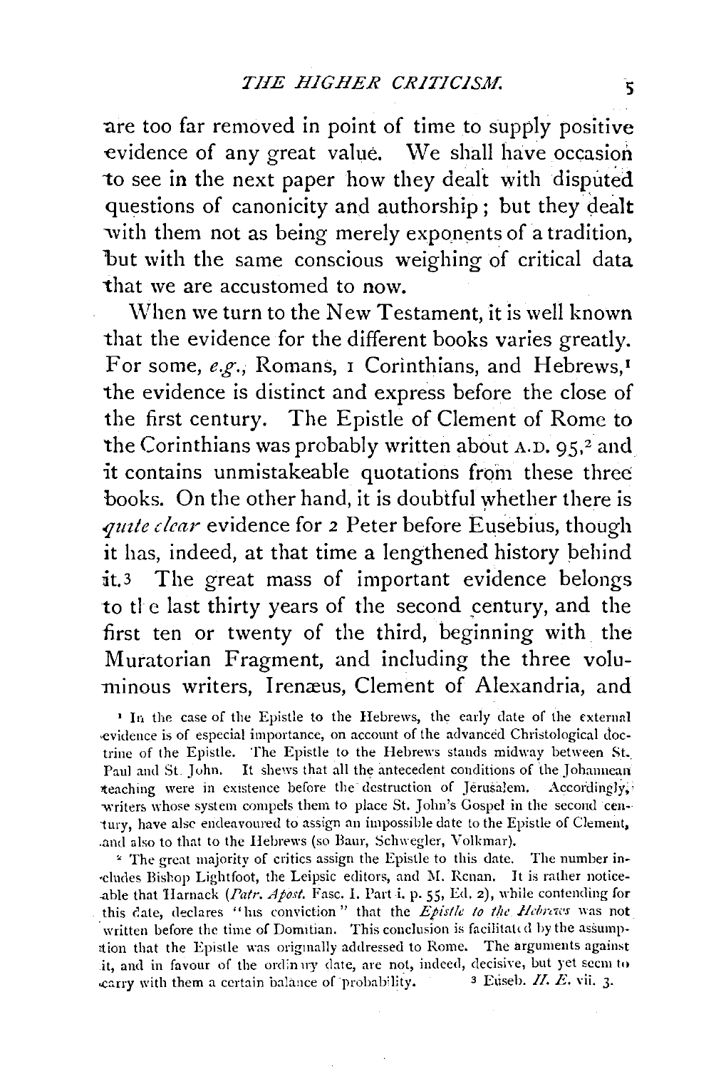are too far removed in point of time to supply positive evidence of any great value. We shall have occasion to see in the next paper how they dealt with disputed questions of canonicity and authorship; but they dealt with them not as being merely exponents of a tradition, but with the same conscious weighing of critical data that we are accustomed to now.

When we turn to the New Testament, it is well known that the evidence for the different books varies greatly. For some, *e.g.*, Romans, 1 Corinthians, and Hebrews,[1] the evidence is distinct and express before the close of the first century. The Epistle of Clement of Rome to the Corinthians was probably written about A.D. 95,[2] and it contains unmistakeable quotations from these three books. On the other hand, it is doubtful whether there is *quite clear* evidence for 2 Peter before Eusebius, though it has, indeed, at that time a lengthened history behind it.[3] The great mass of important evidence belongs to the last thirty years of the second century, and the first ten or twenty of the third, beginning with the Muratorian Fragment, and including the three voluminous writers, Irenæus, Clement of Alexandria, and

[1] In the case of the Epistle to the Hebrews, the early date of the external evidence is of especial importance, on account of the advanced Christological doctrine of the Epistle. The Epistle to the Hebrews stands midway between St. Paul and St. John. It shews that all the antecedent conditions of the Johannean teaching were in existence before the destruction of Jerusalem. Accordingly, writers whose system compels them to place St. John's Gospel in the second century, have also endeavoured to assign an impossible date to the Epistle of Clement, and also to that to the Hebrews (so Baur, Schwegler, Volkmar).

[2] The great majority of critics assign the Epistle to this date. The number includes Bishop Lightfoot, the Leipsic editors, and M. Renan. It is rather noticeable that Harnack (*Patr. Apost.* Fasc. I. Part i. p. 55, Ed. 2), while contending for this date, declares "his conviction" that the *Epistle to the Hebrews* was not written before the time of Domitian. This conclusion is facilitated by the assumption that the Epistle was originally addressed to Rome. The arguments against it, and in favour of the ordinary date, are not, indeed, decisive, but yet seem to carry with them a certain balance of probability.

[3] Euseb. *H. E.* vii. 3.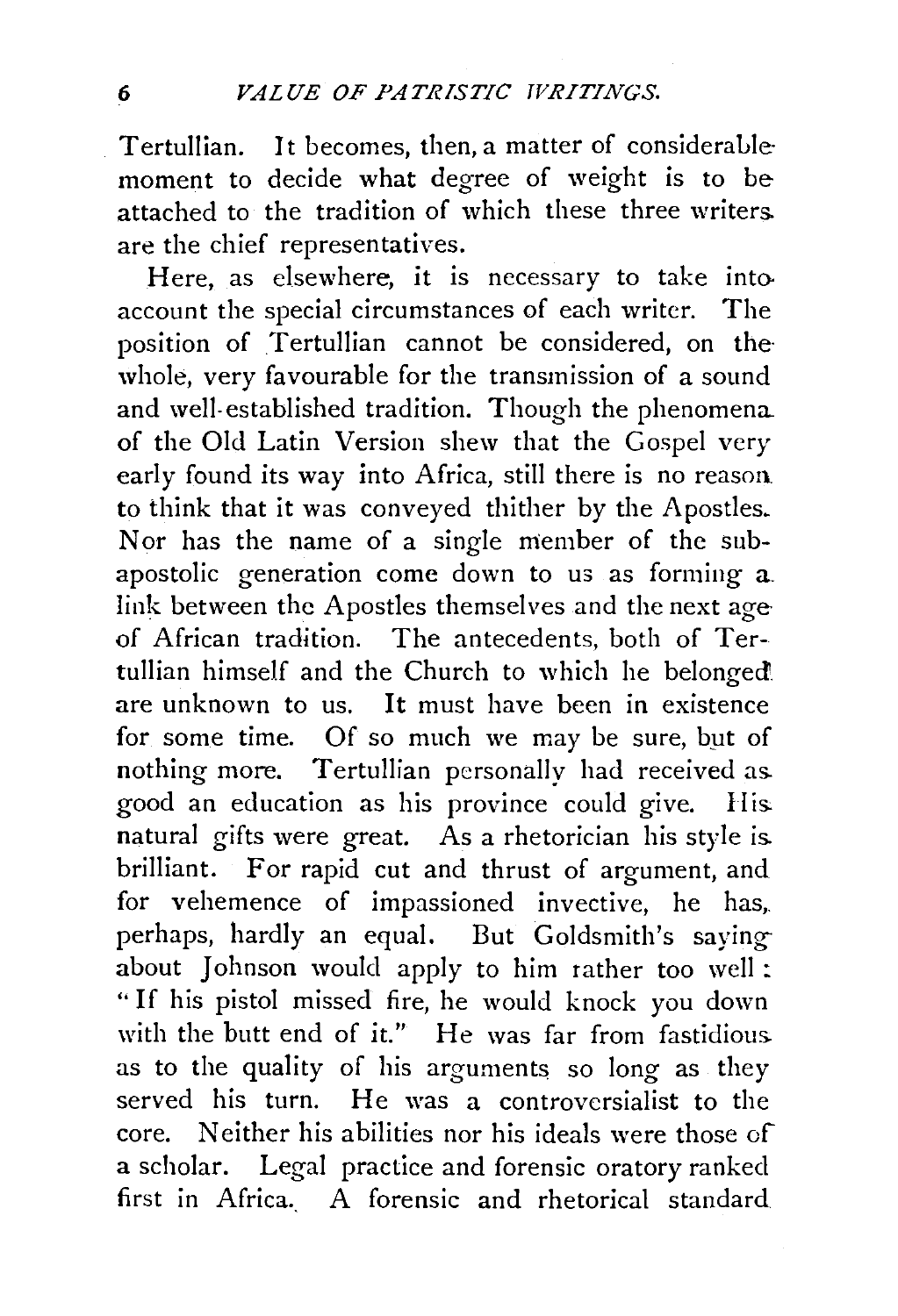Tertullian. It becomes, then, a matter of considerable moment to decide what degree of weight is to be attached to the tradition of which these three writers are the chief representatives.

Here, as elsewhere, it is necessary to take into account the special circumstances of each writer. The position of Tertullian cannot be considered, on the whole, very favourable for the transmission of a sound and well-established tradition. Though the phenomena of the Old Latin Version shew that the Gospel very early found its way into Africa, still there is no reason to think that it was conveyed thither by the Apostles. Nor has the name of a single member of the sub-apostolic generation come down to us as forming a link between the Apostles themselves and the next age of African tradition. The antecedents, both of Tertullian himself and the Church to which he belonged are unknown to us. It must have been in existence for some time. Of so much we may be sure, but of nothing more. Tertullian personally had received as good an education as his province could give. His natural gifts were great. As a rhetorician his style is brilliant. For rapid cut and thrust of argument, and for vehemence of impassioned invective, he has, perhaps, hardly an equal. But Goldsmith's saying about Johnson would apply to him rather too well: "If his pistol missed fire, he would knock you down with the butt end of it." He was far from fastidious as to the quality of his arguments so long as they served his turn. He was a controversialist to the core. Neither his abilities nor his ideals were those of a scholar. Legal practice and forensic oratory ranked first in Africa. A forensic and rhetorical standard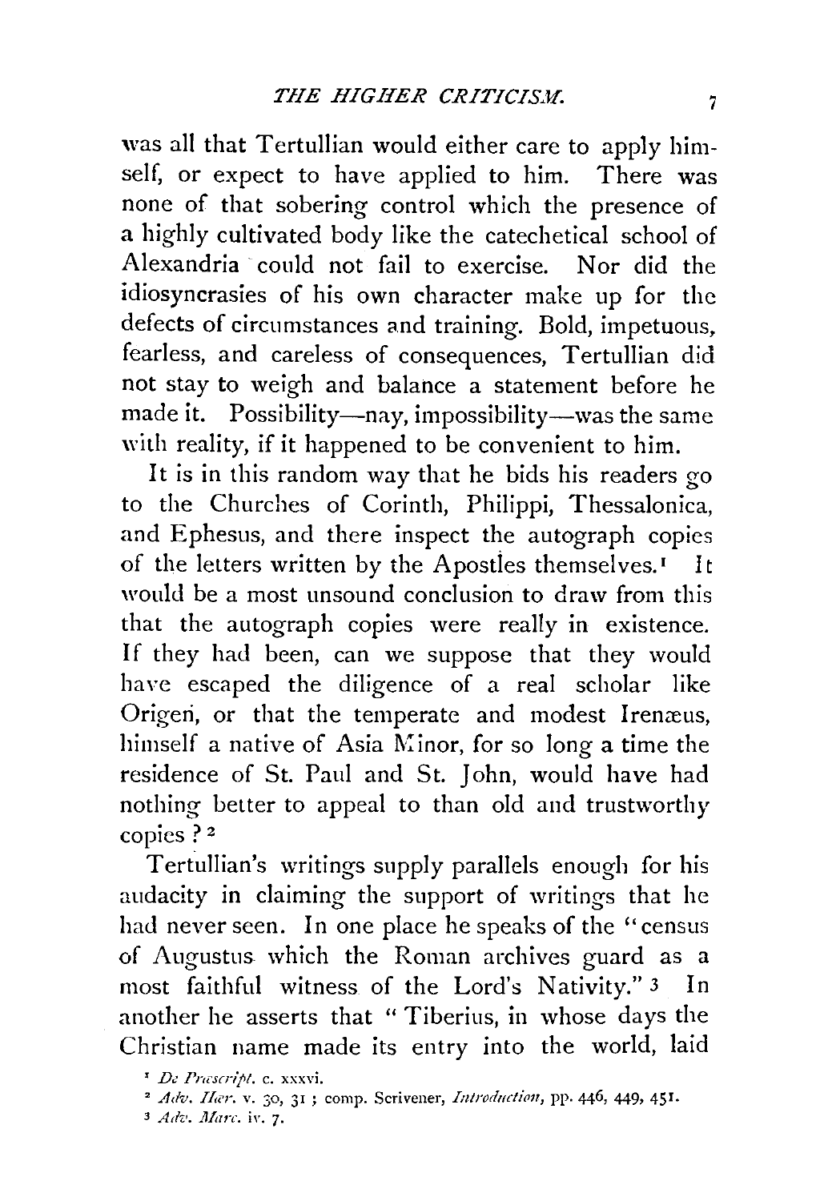was all that Tertullian would either care to apply himself, or expect to have applied to him. There was none of that sobering control which the presence of a highly cultivated body like the catechetical school of Alexandria could not fail to exercise. Nor did the idiosyncrasies of his own character make up for the defects of circumstances and training. Bold, impetuous, fearless, and careless of consequences, Tertullian did not stay to weigh and balance a statement before he made it. Possibility—nay, impossibility—was the same with reality, if it happened to be convenient to him.

It is in this random way that he bids his readers go to the Churches of Corinth, Philippi, Thessalonica, and Ephesus, and there inspect the autograph copies of the letters written by the Apostles themselves.[1] It would be a most unsound conclusion to draw from this that the autograph copies were really in existence. If they had been, can we suppose that they would have escaped the diligence of a real scholar like Origen, or that the temperate and modest Irenæus, himself a native of Asia Minor, for so long a time the residence of St. Paul and St. John, would have had nothing better to appeal to than old and trustworthy copies?[2]

Tertullian's writings supply parallels enough for his audacity in claiming the support of writings that he had never seen. In one place he speaks of the "census of Augustus which the Roman archives guard as a most faithful witness of the Lord's Nativity."[3] In another he asserts that "Tiberius, in whose days the Christian name made its entry into the world, laid

[1] *De Præscript.* c. xxxvi.

[2] *Adv. Hær.* v. 30, 31; comp. Scrivener, *Introduction*, pp. 446, 449, 451.

[3] *Adv. Marc.* iv. 7.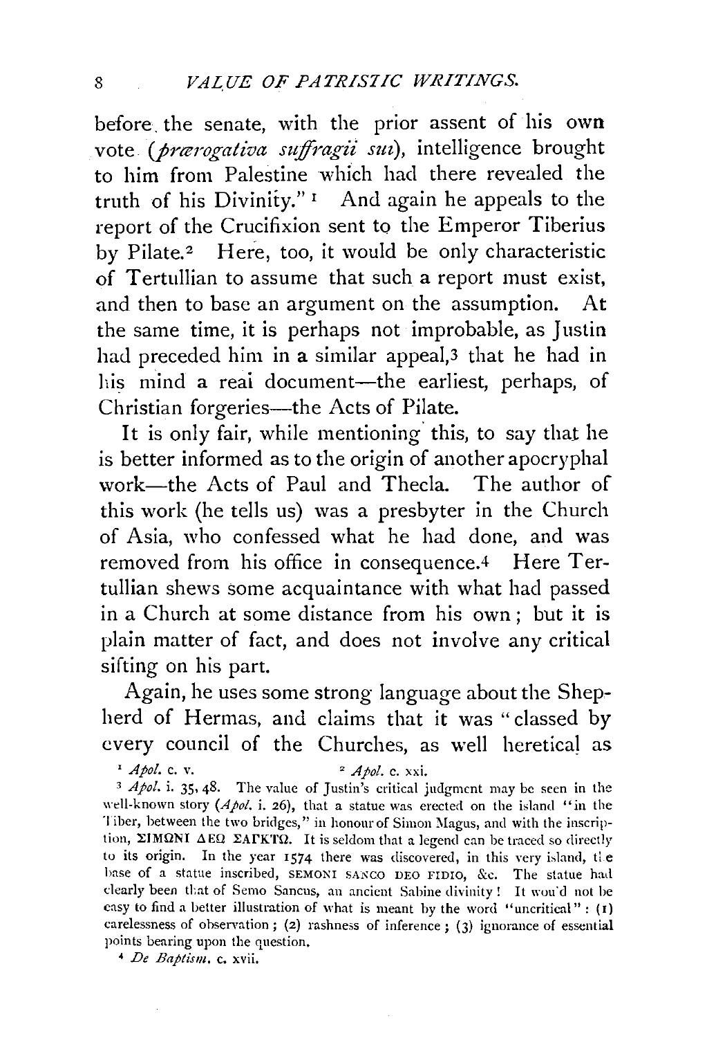before the senate, with the prior assent of his own vote (*prærogativa suffragii sui*), intelligence brought to him from Palestine which had there revealed the truth of his Divinity." [1] And again he appeals to the report of the Crucifixion sent to the Emperor Tiberius by Pilate.[2] Here, too, it would be only characteristic of Tertullian to assume that such a report must exist, and then to base an argument on the assumption. At the same time, it is perhaps not improbable, as Justin had preceded him in a similar appeal,[3] that he had in his mind a real document—the earliest, perhaps, of Christian forgeries—the Acts of Pilate.

It is only fair, while mentioning this, to say that he is better informed as to the origin of another apocryphal work—the Acts of Paul and Thecla. The author of this work (he tells us) was a presbyter in the Church of Asia, who confessed what he had done, and was removed from his office in consequence.[4] Here Tertullian shews some acquaintance with what had passed in a Church at some distance from his own; but it is plain matter of fact, and does not involve any critical sifting on his part.

Again, he uses some strong language about the Shepherd of Hermas, and claims that it was "classed by every council of the Churches, as well heretical as

---

[1] *Apol.* c. v.  [2] *Apol.* c. xxi.

[3] *Apol.* i. 35, 48. The value of Justin's critical judgment may be seen in the well-known story (*Apol.* i. 26), that a statue was erected on the island "in the Tiber, between the two bridges," in honour of Simon Magus, and with the inscription, ΣΙΜΩΝΙ ΔΕΩ ΣΑΓΚΤΩ. It is seldom that a legend can be traced so directly to its origin. In the year 1574 there was discovered, in this very island, the base of a statue inscribed, SEMONI SANCO DEO FIDIO, &c. The statue had clearly been that of Semo Sancus, an ancient Sabine divinity! It would not be easy to find a better illustration of what is meant by the word "uncritical": (1) carelessness of observation; (2) rashness of inference; (3) ignorance of essential points bearing upon the question.

[4] *De Baptism.* c. xvii.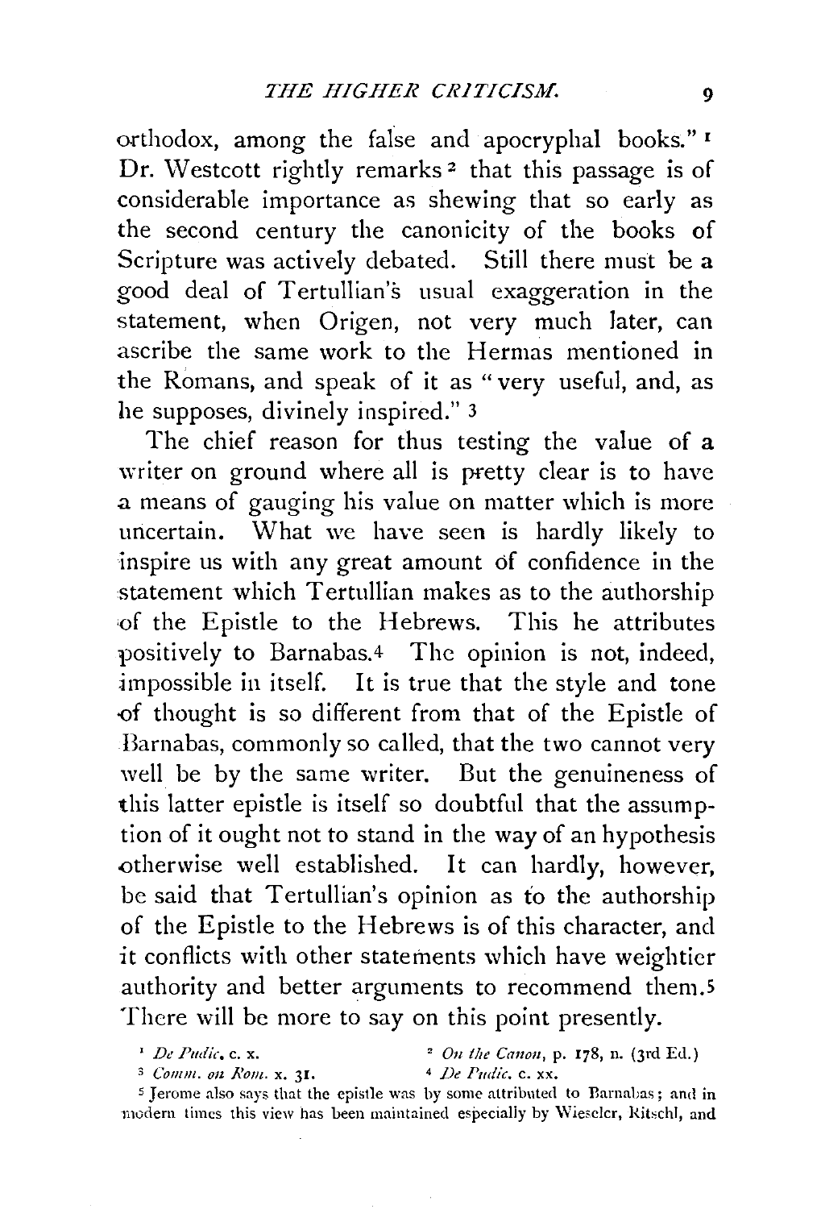orthodox, among the false and apocryphal books."[1] Dr. Westcott rightly remarks[2] that this passage is of considerable importance as shewing that so early as the second century the canonicity of the books of Scripture was actively debated. Still there must be a good deal of Tertullian's usual exaggeration in the statement, when Origen, not very much later, can ascribe the same work to the Hermas mentioned in the Romans, and speak of it as "very useful, and, as he supposes, divinely inspired."[3]

The chief reason for thus testing the value of a writer on ground where all is pretty clear is to have a means of gauging his value on matter which is more uncertain. What we have seen is hardly likely to inspire us with any great amount of confidence in the statement which Tertullian makes as to the authorship of the Epistle to the Hebrews. This he attributes positively to Barnabas.[4] The opinion is not, indeed, impossible in itself. It is true that the style and tone of thought is so different from that of the Epistle of Barnabas, commonly so called, that the two cannot very well be by the same writer. But the genuineness of this latter epistle is itself so doubtful that the assumption of it ought not to stand in the way of an hypothesis otherwise well established. It can hardly, however, be said that Tertullian's opinion as to the authorship of the Epistle to the Hebrews is of this character, and it conflicts with other statements which have weightier authority and better arguments to recommend them.[5] There will be more to say on this point presently.

[1] *De Pudic.* c. x.

[2] *On the Canon*, p. 178, n. (3rd Ed.)

[3] *Comm. on Rom.* x. 31.

[4] *De Pudic.* c. xx.

[5] Jerome also says that the epistle was by some attributed to Barnabas; and in modern times this view has been maintained especially by Wieseler, Ritschl, and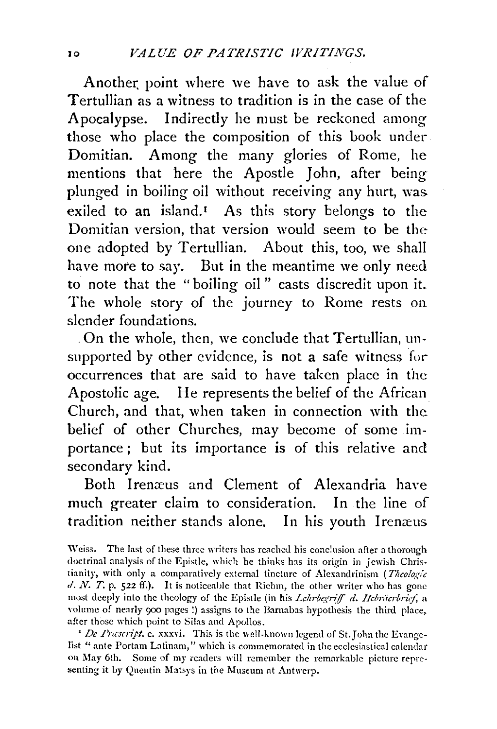Another point where we have to ask the value of Tertullian as a witness to tradition is in the case of the Apocalypse. Indirectly he must be reckoned among those who place the composition of this book under Domitian. Among the many glories of Rome, he mentions that here the Apostle John, after being plunged in boiling oil without receiving any hurt, was exiled to an island.[1] As this story belongs to the Domitian version, that version would seem to be the one adopted by Tertullian. About this, too, we shall have more to say. But in the meantime we only need to note that the "boiling oil" casts discredit upon it. The whole story of the journey to Rome rests on slender foundations.

On the whole, then, we conclude that Tertullian, unsupported by other evidence, is not a safe witness for occurrences that are said to have taken place in the Apostolic age. He represents the belief of the African Church, and that, when taken in connection with the belief of other Churches, may become of some importance; but its importance is of this relative and secondary kind.

Both Irenæus and Clement of Alexandria have much greater claim to consideration. In the line of tradition neither stands alone. In his youth Irenæus

---

Weiss. The last of these three writers has reached his conclusion after a thorough doctrinal analysis of the Epistle, which he thinks has its origin in Jewish Christianity, with only a comparatively external tincture of Alexandrinism (*Theologie d. N. T.* p. 522 ff.). It is noticeable that Riehm, the other writer who has gone most deeply into the theology of the Epistle (in his *Lehrbegriff d. Hebräerbrief*, a volume of nearly 900 pages!) assigns to the Barnabas hypothesis the third place, after those which point to Silas and Apollos.

[1] *De Præscript.* c. xxxvi. This is the well-known legend of St. John the Evangelist "ante Portam Latinam," which is commemorated in the ecclesiastical calendar on May 6th. Some of my readers will remember the remarkable picture representing it by Quentin Matsys in the Museum at Antwerp.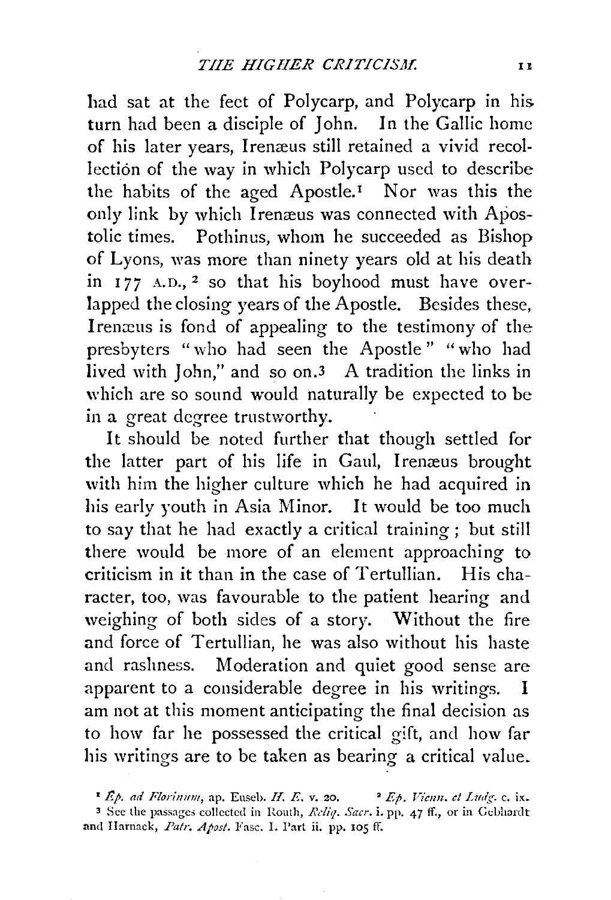had sat at the feet of Polycarp, and Polycarp in his turn had been a disciple of John. In the Gallic home of his later years, Irenæus still retained a vivid recollection of the way in which Polycarp used to describe the habits of the aged Apostle.[1] Nor was this the only link by which Irenæus was connected with Apostolic times. Pothinus, whom he succeeded as Bishop of Lyons, was more than ninety years old at his death in 177 A.D.,[2] so that his boyhood must have overlapped the closing years of the Apostle. Besides these, Irenæus is fond of appealing to the testimony of the presbyters "who had seen the Apostle" "who had lived with John," and so on.[3] A tradition the links in which are so sound would naturally be expected to be in a great degree trustworthy.

It should be noted further that though settled for the latter part of his life in Gaul, Irenæus brought with him the higher culture which he had acquired in his early youth in Asia Minor. It would be too much to say that he had exactly a critical training; but still there would be more of an element approaching to criticism in it than in the case of Tertullian. His character, too, was favourable to the patient hearing and weighing of both sides of a story. Without the fire and force of Tertullian, he was also without his haste and rashness. Moderation and quiet good sense are apparent to a considerable degree in his writings. I am not at this moment anticipating the final decision as to how far he possessed the critical gift, and how far his writings are to be taken as bearing a critical value.

[1] *Ep. ad Florinum*, ap. Euseb. *H. E.* v. 20. [2] *Ep. Vienn. et Lugd.* c. ix.

[3] See the passages collected in Routh, *Reliq. Sacr.* i. pp. 47 ff., or in Gebhardt and Harnack, *Patr. Apost.* Fasc. I. Part ii. pp. 105 ff.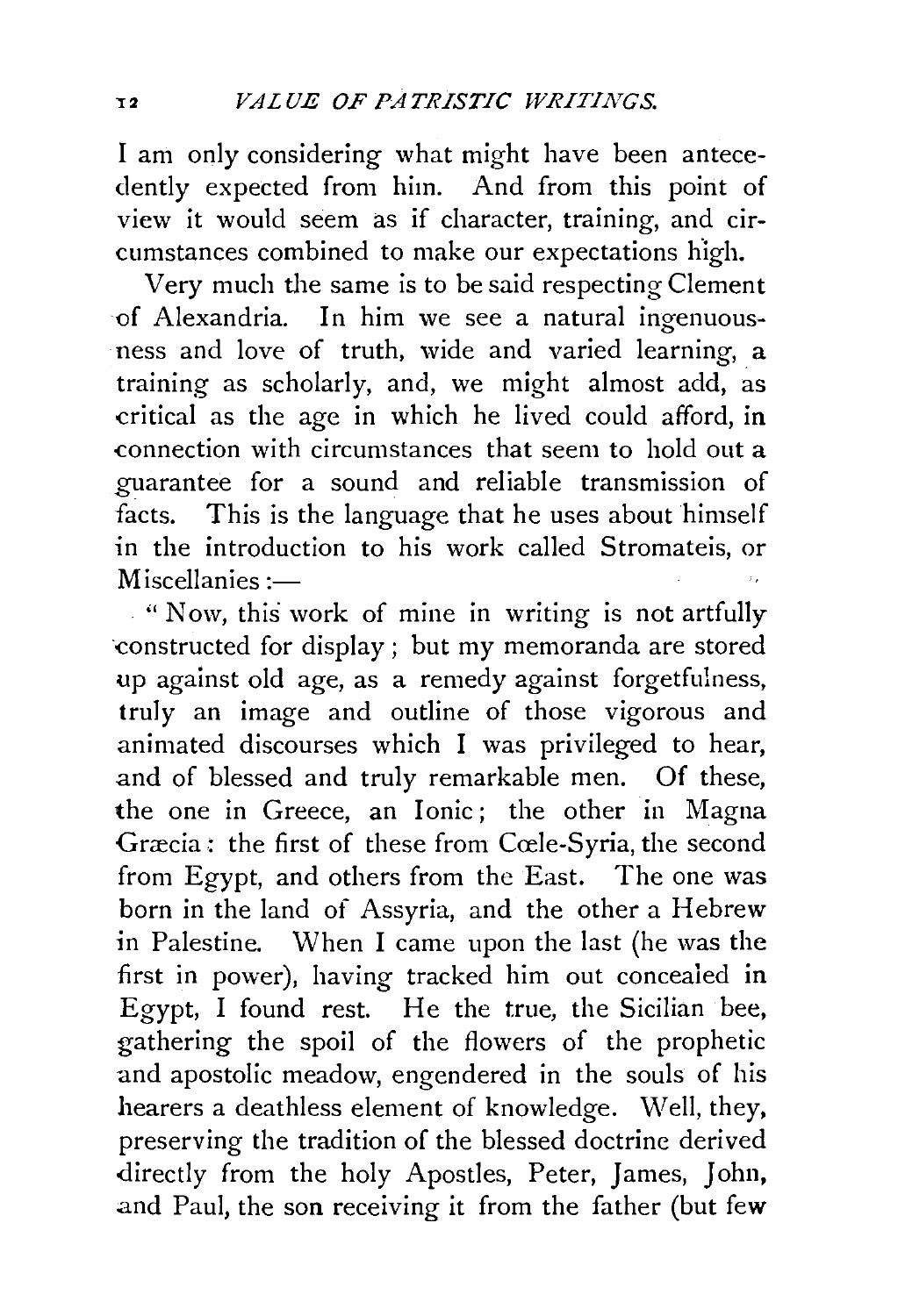I am only considering what might have been antecedently expected from him. And from this point of view it would seem as if character, training, and circumstances combined to make our expectations high.

Very much the same is to be said respecting Clement of Alexandria. In him we see a natural ingenuousness and love of truth, wide and varied learning, a training as scholarly, and, we might almost add, as critical as the age in which he lived could afford, in connection with circumstances that seem to hold out a guarantee for a sound and reliable transmission of facts. This is the language that he uses about himself in the introduction to his work called Stromateis, or Miscellanies:—

"Now, this work of mine in writing is not artfully constructed for display; but my memoranda are stored up against old age, as a remedy against forgetfulness, truly an image and outline of those vigorous and animated discourses which I was privileged to hear, and of blessed and truly remarkable men. Of these, the one in Greece, an Ionic; the other in Magna Græcia: the first of these from Cœle-Syria, the second from Egypt, and others from the East. The one was born in the land of Assyria, and the other a Hebrew in Palestine. When I came upon the last (he was the first in power), having tracked him out concealed in Egypt, I found rest. He the true, the Sicilian bee, gathering the spoil of the flowers of the prophetic and apostolic meadow, engendered in the souls of his hearers a deathless element of knowledge. Well, they, preserving the tradition of the blessed doctrine derived directly from the holy Apostles, Peter, James, John, and Paul, the son receiving it from the father (but few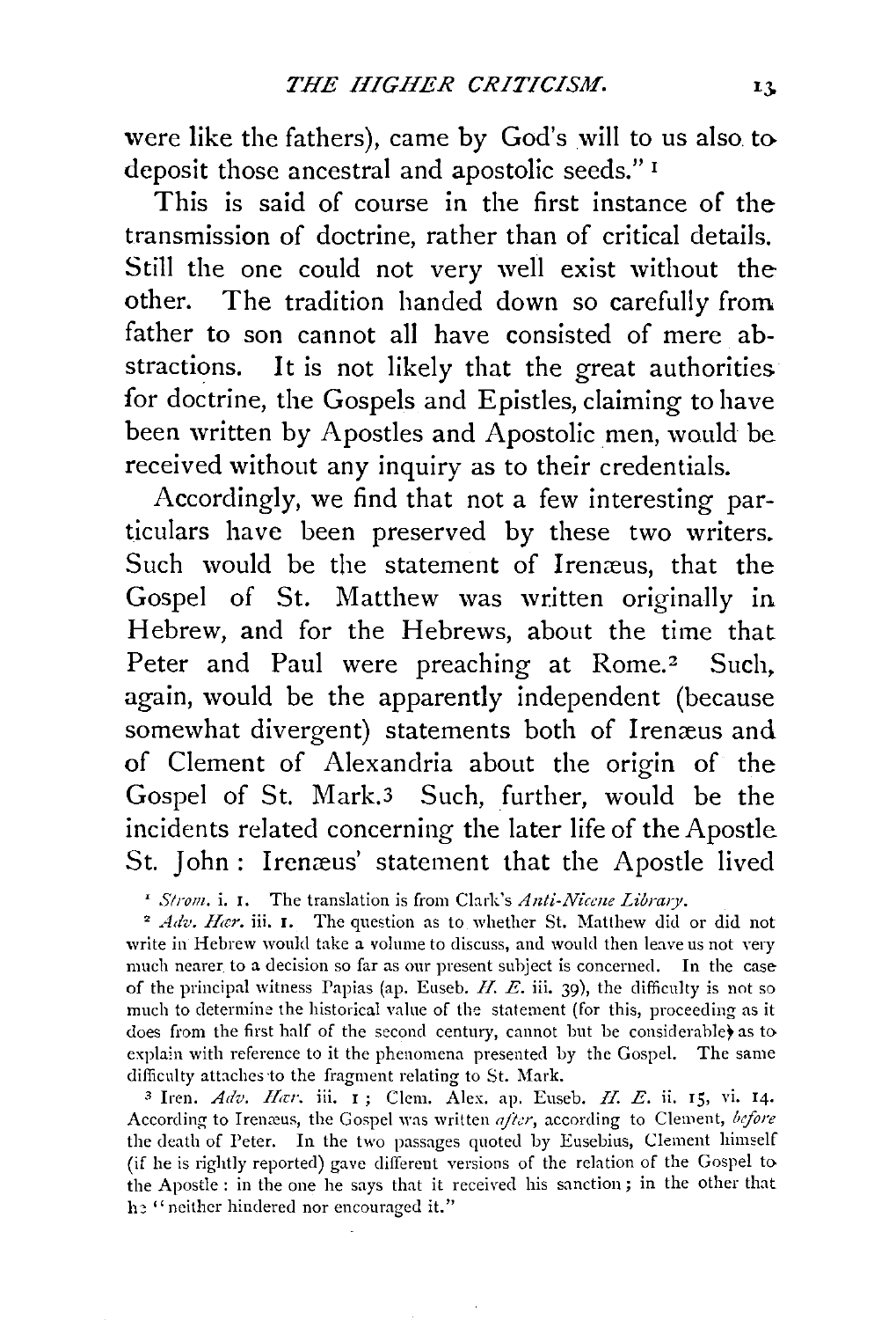were like the fathers), came by God's will to us also to deposit those ancestral and apostolic seeds."[1]

This is said of course in the first instance of the transmission of doctrine, rather than of critical details. Still the one could not very well exist without the other. The tradition handed down so carefully from father to son cannot all have consisted of mere abstractions. It is not likely that the great authorities for doctrine, the Gospels and Epistles, claiming to have been written by Apostles and Apostolic men, would be received without any inquiry as to their credentials.

Accordingly, we find that not a few interesting particulars have been preserved by these two writers. Such would be the statement of Irenæus, that the Gospel of St. Matthew was written originally in Hebrew, and for the Hebrews, about the time that Peter and Paul were preaching at Rome.[2] Such, again, would be the apparently independent (because somewhat divergent) statements both of Irenæus and of Clement of Alexandria about the origin of the Gospel of St. Mark.[3] Such, further, would be the incidents related concerning the later life of the Apostle St. John: Irenæus' statement that the Apostle lived

[1] *Strom.* i. 1. The translation is from Clark's *Anti-Nicene Library*.

[2] *Adv. Hær.* iii. 1. The question as to whether St. Matthew did or did not write in Hebrew would take a volume to discuss, and would then leave us not very much nearer to a decision so far as our present subject is concerned. In the case of the principal witness Papias (ap. Euseb. *H. E.* iii. 39), the difficulty is not so much to determine the historical value of the statement (for this, proceeding as it does from the first half of the second century, cannot but be considerable) as to explain with reference to it the phenomena presented by the Gospel. The same difficulty attaches to the fragment relating to St. Mark.

[3] Iren. *Adv. Hær.* iii. 1; Clem. Alex. ap. Euseb. *H. E.* ii. 15, vi. 14. According to Irenæus, the Gospel was written *after*, according to Clement, *before* the death of Peter. In the two passages quoted by Eusebius, Clement himself (if he is rightly reported) gave different versions of the relation of the Gospel to the Apostle: in the one he says that it received his sanction; in the other that he "neither hindered nor encouraged it."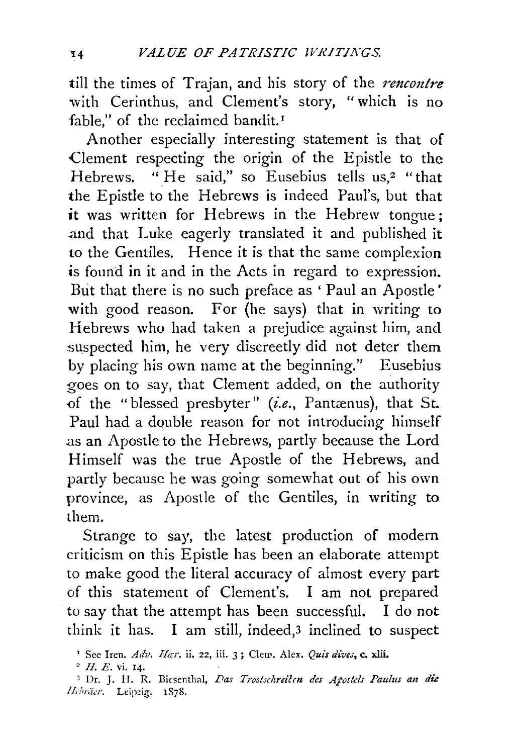till the times of Trajan, and his story of the *rencontre* with Cerinthus, and Clement's story, "which is no fable," of the reclaimed bandit.[1]

Another especially interesting statement is that of Clement respecting the origin of the Epistle to the Hebrews. "He said," so Eusebius tells us,[2] "that the Epistle to the Hebrews is indeed Paul's, but that it was written for Hebrews in the Hebrew tongue; and that Luke eagerly translated it and published it to the Gentiles. Hence it is that the same complexion is found in it and in the Acts in regard to expression. But that there is no such preface as 'Paul an Apostle' with good reason. For (he says) that in writing to Hebrews who had taken a prejudice against him, and suspected him, he very discreetly did not deter them by placing his own name at the beginning." Eusebius goes on to say, that Clement added, on the authority of the "blessed presbyter" (*i.e.*, Pantænus), that St. Paul had a double reason for not introducing himself as an Apostle to the Hebrews, partly because the Lord Himself was the true Apostle of the Hebrews, and partly because he was going somewhat out of his own province, as Apostle of the Gentiles, in writing to them.

Strange to say, the latest production of modern criticism on this Epistle has been an elaborate attempt to make good the literal accuracy of almost every part of this statement of Clement's. I am not prepared to say that the attempt has been successful. I do not think it has. I am still, indeed,[3] inclined to suspect

[1] See Iren. *Adv. Hær.* ii. 22, iii. 3; Clem. Alex. *Quis dives*, c. xlii.

[2] *H. E.* vi. 14.

[3] Dr. J. H. R. Biesenthal, *Das Trostschreiben des Apostels Paulus an die Hebräer.* Leipzig. 1878.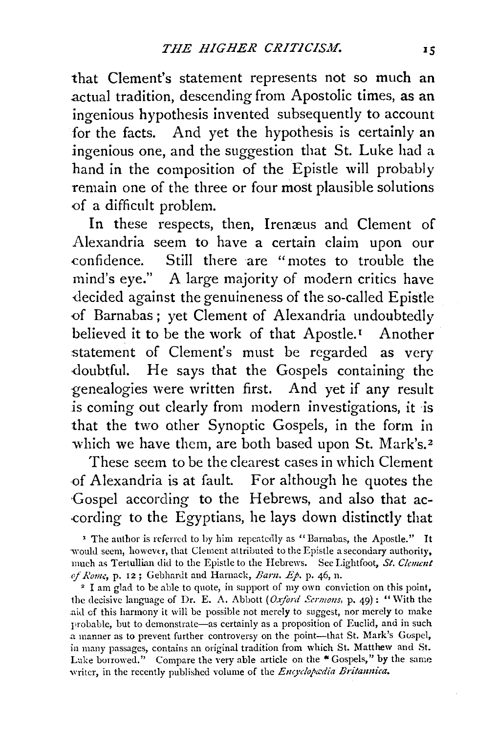that Clement's statement represents not so much an actual tradition, descending from Apostolic times, as an ingenious hypothesis invented subsequently to account for the facts. And yet the hypothesis is certainly an ingenious one, and the suggestion that St. Luke had a hand in the composition of the Epistle will probably remain one of the three or four most plausible solutions of a difficult problem.

In these respects, then, Irenæus and Clement of Alexandria seem to have a certain claim upon our confidence. Still there are "motes to trouble the mind's eye." A large majority of modern critics have decided against the genuineness of the so-called Epistle of Barnabas; yet Clement of Alexandria undoubtedly believed it to be the work of that Apostle.[1] Another statement of Clement's must be regarded as very doubtful. He says that the Gospels containing the genealogies were written first. And yet if any result is coming out clearly from modern investigations, it is that the two other Synoptic Gospels, in the form in which we have them, are both based upon St. Mark's.[2]

These seem to be the clearest cases in which Clement of Alexandria is at fault. For although he quotes the Gospel according to the Hebrews, and also that according to the Egyptians, he lays down distinctly that

[1] The author is referred to by him repeatedly as "Barnabas, the Apostle." It would seem, however, that Clement attributed to the Epistle a secondary authority, much as Tertullian did to the Epistle to the Hebrews. See Lightfoot, *St. Clement of Rome*, p. 12; Gebhardt and Harnack, *Barn. Ep.* p. 46, n.

[2] I am glad to be able to quote, in support of my own conviction on this point, the decisive language of Dr. E. A. Abbott (*Oxford Sermons*, p. 49): "With the aid of this harmony it will be possible not merely to suggest, nor merely to make probable, but to demonstrate—as certainly as a proposition of Euclid, and in such a manner as to prevent further controversy on the point—that St. Mark's Gospel, in many passages, contains an original tradition from which St. Matthew and St. Luke borrowed." Compare the very able article on the "Gospels," by the same writer, in the recently published volume of the *Encyclopædia Britannica.*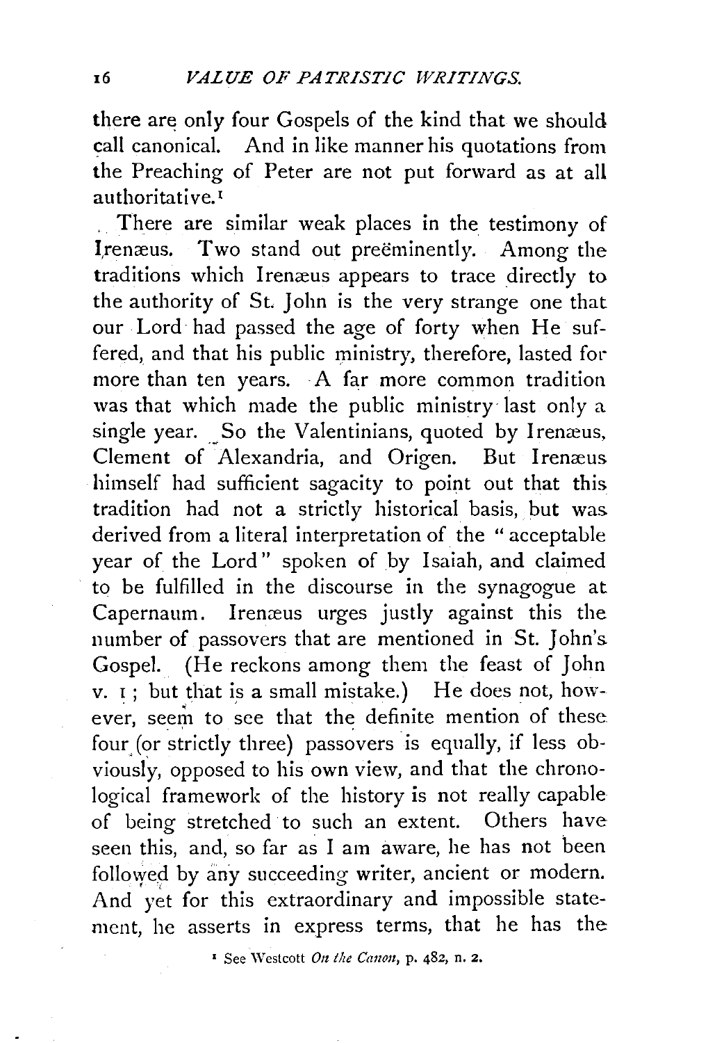there are only four Gospels of the kind that we should call canonical. And in like manner his quotations from the Preaching of Peter are not put forward as at all authoritative.[1]

There are similar weak places in the testimony of Irenæus. Two stand out preëminently. Among the traditions which Irenæus appears to trace directly to the authority of St. John is the very strange one that our Lord had passed the age of forty when He suffered, and that his public ministry, therefore, lasted for more than ten years. A far more common tradition was that which made the public ministry last only a single year. So the Valentinians, quoted by Irenæus, Clement of Alexandria, and Origen. But Irenæus himself had sufficient sagacity to point out that this tradition had not a strictly historical basis, but was derived from a literal interpretation of the "acceptable year of the Lord" spoken of by Isaiah, and claimed to be fulfilled in the discourse in the synagogue at Capernaum. Irenæus urges justly against this the number of passovers that are mentioned in St. John's Gospel. (He reckons among them the feast of John v. 1; but that is a small mistake.) He does not, however, seem to see that the definite mention of these four (or strictly three) passovers is equally, if less obviously, opposed to his own view, and that the chronological framework of the history is not really capable of being stretched to such an extent. Others have seen this, and, so far as I am aware, he has not been followed by any succeeding writer, ancient or modern. And yet for this extraordinary and impossible statement, he asserts in express terms, that he has the

[1] See Westcott *On the Canon*, p. 482, n. 2.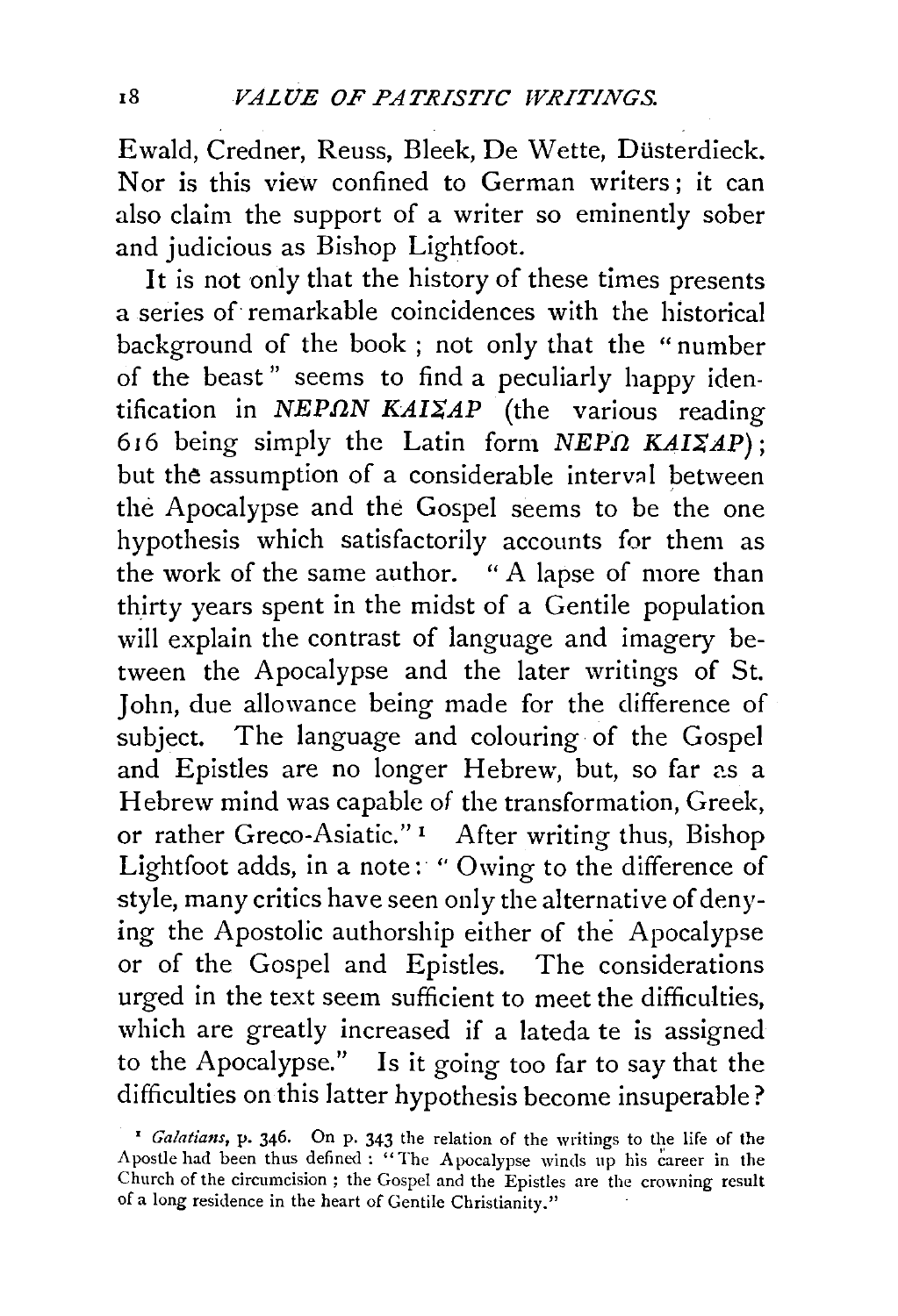Ewald, Credner, Reuss, Bleek, De Wette, Düsterdieck. Nor is this view confined to German writers; it can also claim the support of a writer so eminently sober and judicious as Bishop Lightfoot.

It is not only that the history of these times presents a series of remarkable coincidences with the historical background of the book; not only that the "number of the beast" seems to find a peculiarly happy identification in *ΝΕΡΩΝ ΚΑΙΣΑΡ* (the various reading 616 being simply the Latin form *ΝΕΡΩ ΚΑΙΣΑΡ*); but the assumption of a considerable interval between the Apocalypse and the Gospel seems to be the one hypothesis which satisfactorily accounts for them as the work of the same author. "A lapse of more than thirty years spent in the midst of a Gentile population will explain the contrast of language and imagery between the Apocalypse and the later writings of St. John, due allowance being made for the difference of subject. The language and colouring of the Gospel and Epistles are no longer Hebrew, but, so far as a Hebrew mind was capable of the transformation, Greek, or rather Greco-Asiatic."[1] After writing thus, Bishop Lightfoot adds, in a note: "Owing to the difference of style, many critics have seen only the alternative of denying the Apostolic authorship either of the Apocalypse or of the Gospel and Epistles. The considerations urged in the text seem sufficient to meet the difficulties, which are greatly increased if a lateda te is assigned to the Apocalypse." Is it going too far to say that the difficulties on this latter hypothesis become insuperable?

[1] *Galatians*, p. 346. On p. 343 the relation of the writings to the life of the Apostle had been thus defined: "The Apocalypse winds up his career in the Church of the circumcision; the Gospel and the Epistles are the crowning result of a long residence in the heart of Gentile Christianity."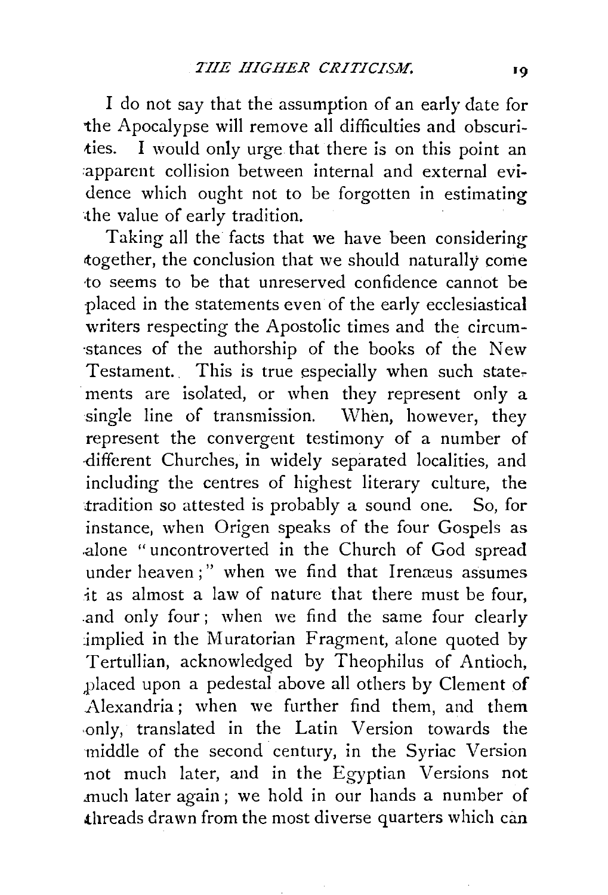I do not say that the assumption of an early date for the Apocalypse will remove all difficulties and obscurities. I would only urge that there is on this point an apparent collision between internal and external evidence which ought not to be forgotten in estimating the value of early tradition.

Taking all the facts that we have been considering together, the conclusion that we should naturally come to seems to be that unreserved confidence cannot be placed in the statements even of the early ecclesiastical writers respecting the Apostolic times and the circumstances of the authorship of the books of the New Testament. This is true especially when such statements are isolated, or when they represent only a single line of transmission. When, however, they represent the convergent testimony of a number of different Churches, in widely separated localities, and including the centres of highest literary culture, the tradition so attested is probably a sound one. So, for instance, when Origen speaks of the four Gospels as alone "uncontroverted in the Church of God spread under heaven;" when we find that Irenæus assumes it as almost a law of nature that there must be four, and only four; when we find the same four clearly implied in the Muratorian Fragment, alone quoted by Tertullian, acknowledged by Theophilus of Antioch, placed upon a pedestal above all others by Clement of Alexandria; when we further find them, and them only, translated in the Latin Version towards the middle of the second century, in the Syriac Version not much later, and in the Egyptian Versions not much later again; we hold in our hands a number of threads drawn from the most diverse quarters which can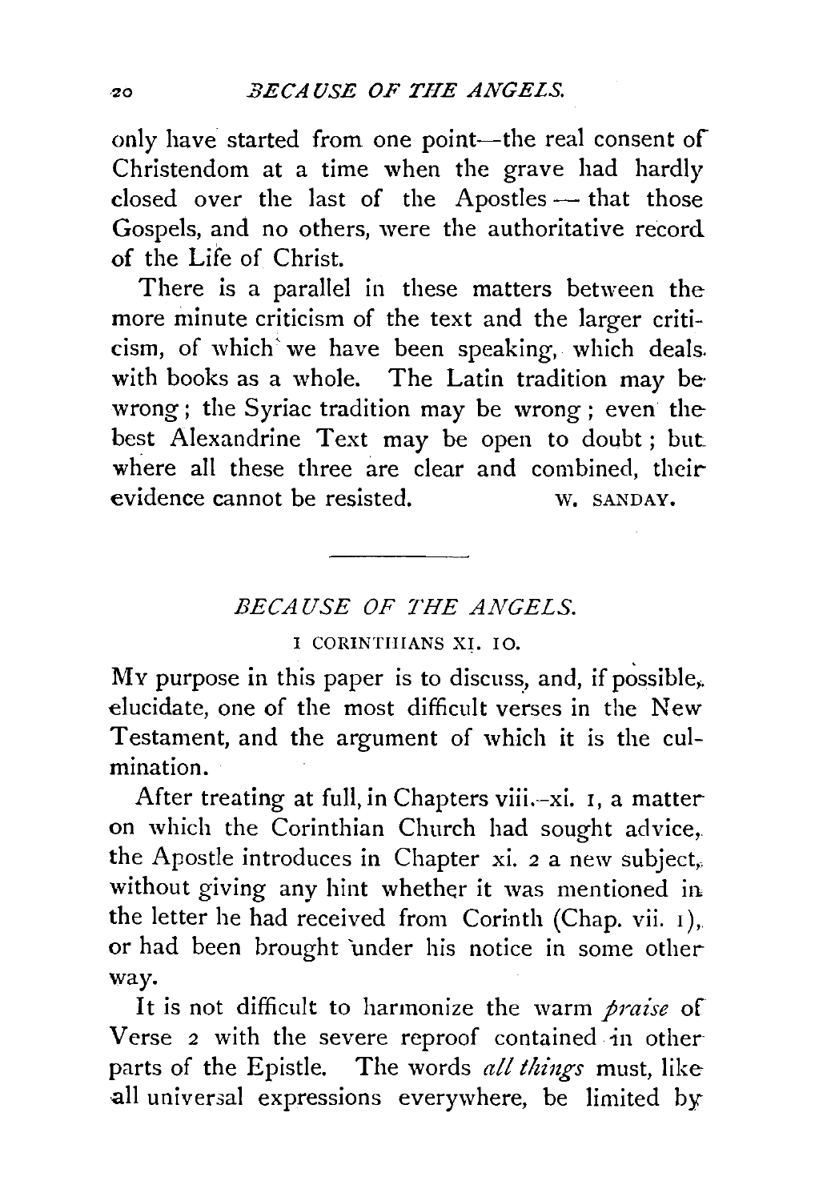only have started from one point—the real consent of Christendom at a time when the grave had hardly closed over the last of the Apostles — that those Gospels, and no others, were the authoritative record of the Life of Christ.

There is a parallel in these matters between the more minute criticism of the text and the larger criticism, of which we have been speaking, which deals with books as a whole. The Latin tradition may be wrong; the Syriac tradition may be wrong; even the best Alexandrine Text may be open to doubt; but where all these three are clear and combined, their evidence cannot be resisted. W. SANDAY.

---

## *BECAUSE OF THE ANGELS.*

I CORINTHIANS XI. 10.

MY purpose in this paper is to discuss, and, if possible, elucidate, one of the most difficult verses in the New Testament, and the argument of which it is the culmination.

After treating at full, in Chapters viii.–xi. 1, a matter on which the Corinthian Church had sought advice, the Apostle introduces in Chapter xi. 2 a new subject, without giving any hint whether it was mentioned in the letter he had received from Corinth (Chap. vii. 1), or had been brought under his notice in some other way.

It is not difficult to harmonize the warm *praise* of Verse 2 with the severe reproof contained in other parts of the Epistle. The words *all things* must, like all universal expressions everywhere, be limited by